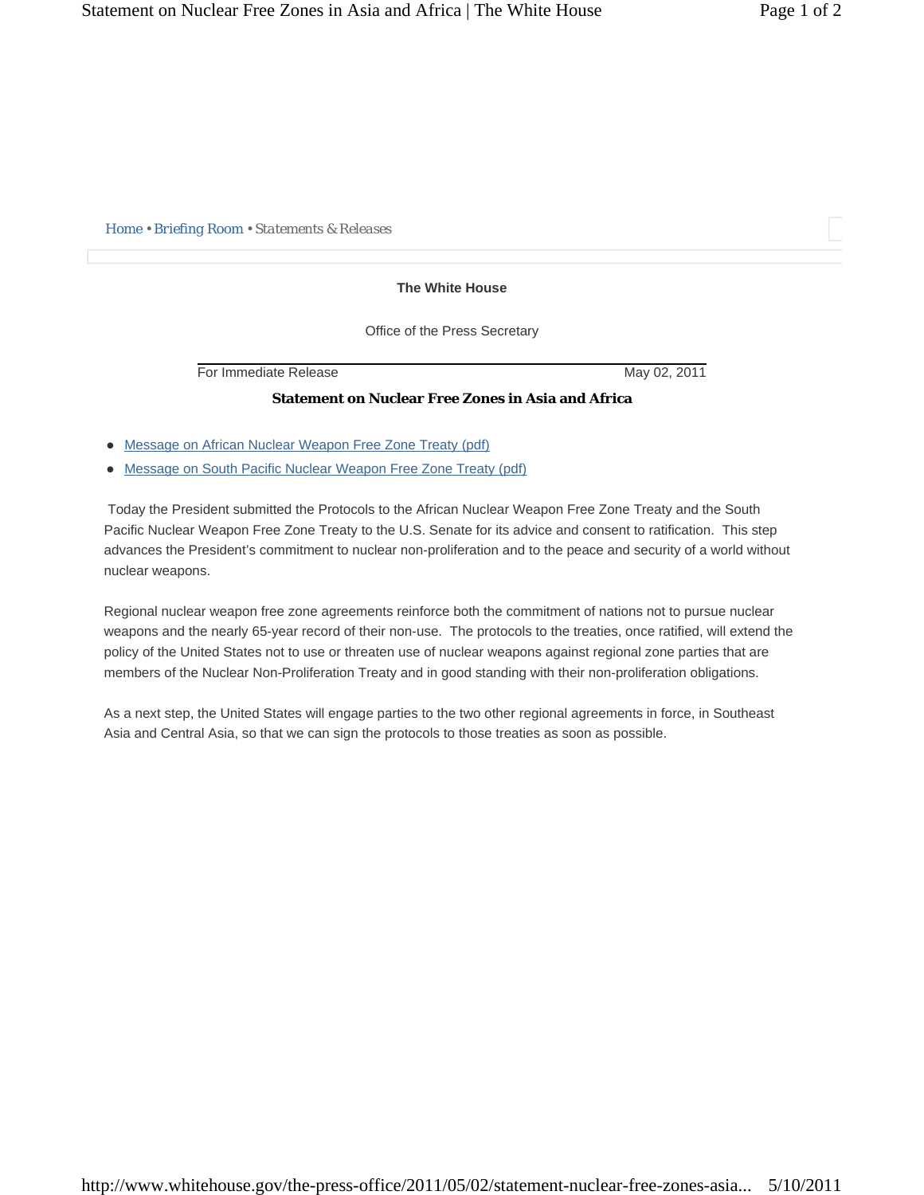Home • Briefing Room • *Statements & Releases*

**The White House**

Office of the Press Secretary

For Immediate Release May 02, 2011

## Statement on Nuclear Free Zones in Asia and Africa

- Message on African Nuclear Weapon Free Zone Treaty (pdf)
- Message on South Pacific Nuclear Weapon Free Zone Treaty (pdf)

Today the President submitted the Protocols to the African Nuclear Weapon Free Zone Treaty and the South Pacific Nuclear Weapon Free Zone Treaty to the U.S. Senate for its advice and consent to ratification. This step advances the President's commitment to nuclear non-proliferation and to the peace and security of a world without nuclear weapons.

Regional nuclear weapon free zone agreements reinforce both the commitment of nations not to pursue nuclear weapons and the nearly 65-year record of their non-use. The protocols to the treaties, once ratified, will extend the policy of the United States not to use or threaten use of nuclear weapons against regional zone parties that are members of the Nuclear Non-Proliferation Treaty and in good standing with their non-proliferation obligations.

As a next step, the United States will engage parties to the two other regional agreements in force, in Southeast Asia and Central Asia, so that we can sign the protocols to those treaties as soon as possible.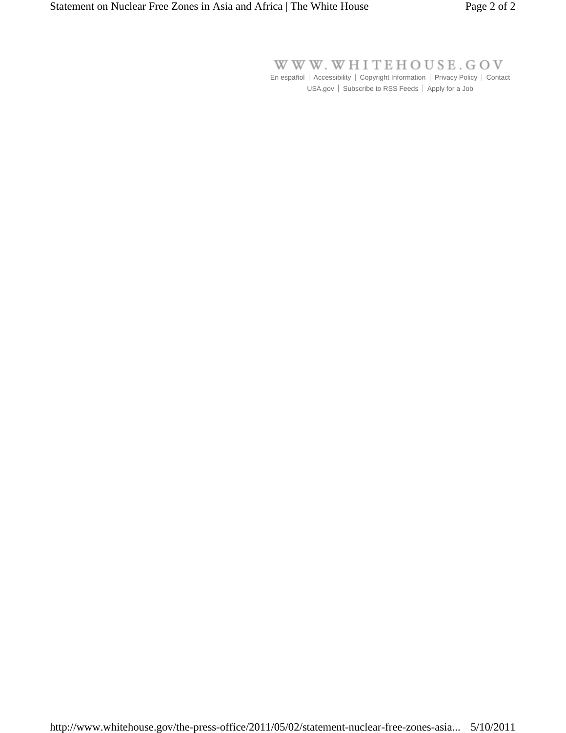WWW.WHITEHOUSE.GOV

En español | Accessibility | Copyright Information | Privacy Policy | Contact

USA.gov | Subscribe to RSS Feeds | Apply for a Job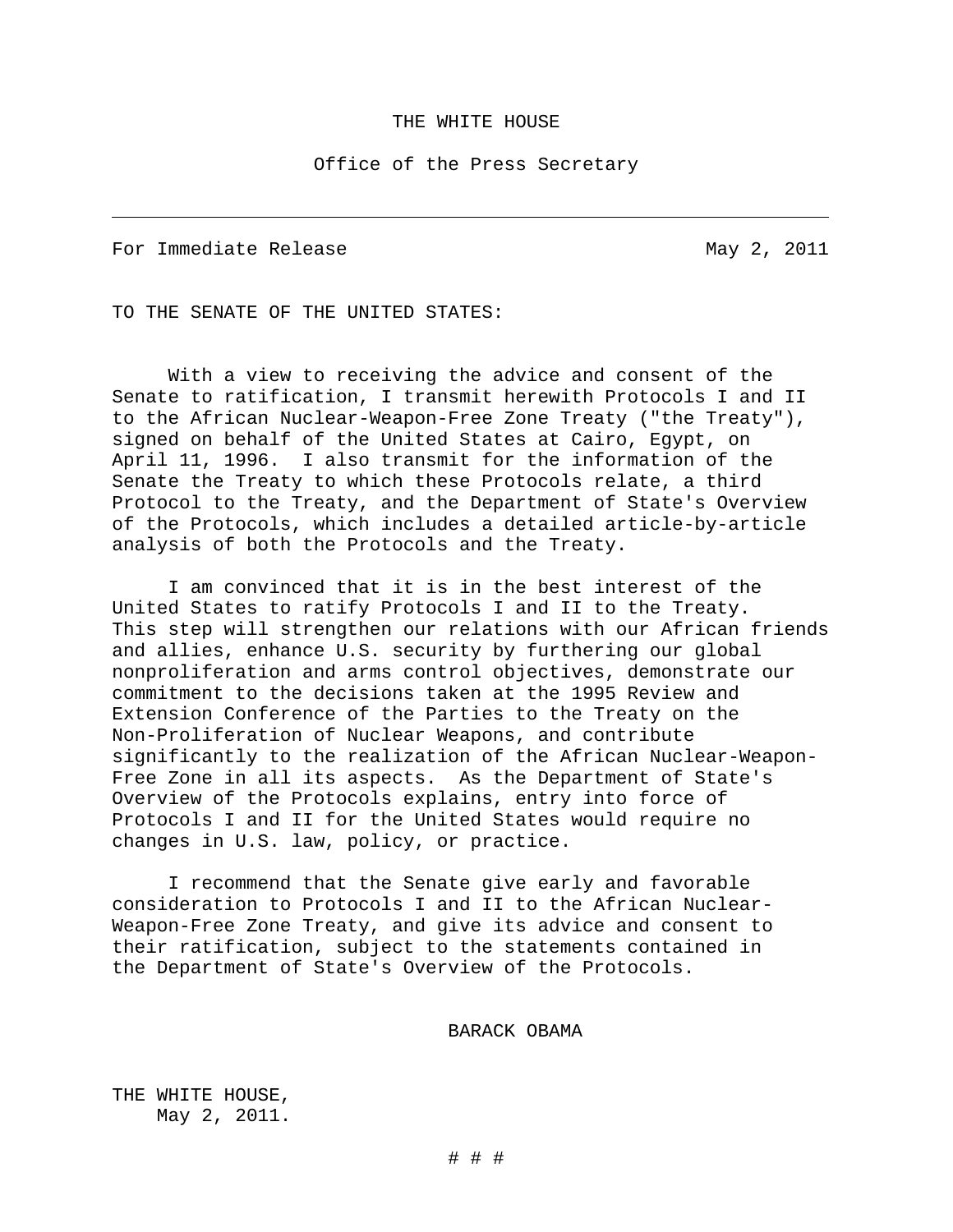THE WHITE HOUSE

Office of the Press Secretary

---

For Immediate Release May 2, 2011

TO THE SENATE OF THE UNITED STATES:

With a view to receiving the advice and consent of the Senate to ratification, I transmit herewith Protocols I and II to the African Nuclear-Weapon-Free Zone Treaty ("the Treaty"), signed on behalf of the United States at Cairo, Egypt, on April 11, 1996. I also transmit for the information of the Senate the Treaty to which these Protocols relate, a third Protocol to the Treaty, and the Department of State's Overview of the Protocols, which includes a detailed article-by-article analysis of both the Protocols and the Treaty.

I am convinced that it is in the best interest of the United States to ratify Protocols I and II to the Treaty. This step will strengthen our relations with our African friends and allies, enhance U.S. security by furthering our global nonproliferation and arms control objectives, demonstrate our commitment to the decisions taken at the 1995 Review and Extension Conference of the Parties to the Treaty on the Non-Proliferation of Nuclear Weapons, and contribute significantly to the realization of the African Nuclear-Weapon-Free Zone in all its aspects. As the Department of State's Overview of the Protocols explains, entry into force of Protocols I and II for the United States would require no changes in U.S. law, policy, or practice.

I recommend that the Senate give early and favorable consideration to Protocols I and II to the African Nuclear-Weapon-Free Zone Treaty, and give its advice and consent to their ratification, subject to the statements contained in the Department of State's Overview of the Protocols.

BARACK OBAMA

THE WHITE HOUSE,
May 2, 2011.

# # #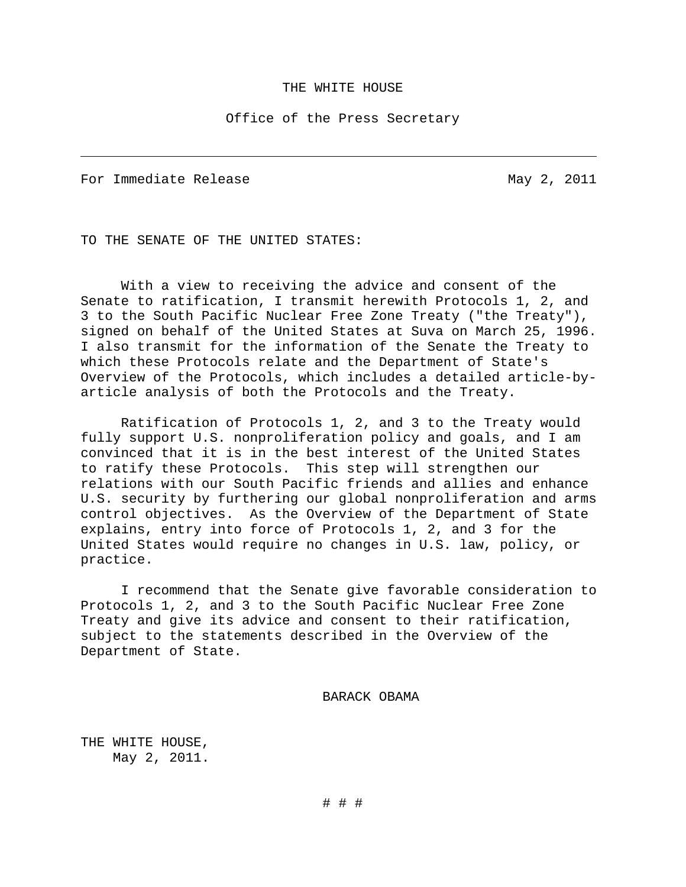THE WHITE HOUSE

Office of the Press Secretary

---

For Immediate Release May 2, 2011

TO THE SENATE OF THE UNITED STATES:

With a view to receiving the advice and consent of the Senate to ratification, I transmit herewith Protocols 1, 2, and 3 to the South Pacific Nuclear Free Zone Treaty ("the Treaty"), signed on behalf of the United States at Suva on March 25, 1996. I also transmit for the information of the Senate the Treaty to which these Protocols relate and the Department of State's Overview of the Protocols, which includes a detailed article-by-article analysis of both the Protocols and the Treaty.

Ratification of Protocols 1, 2, and 3 to the Treaty would fully support U.S. nonproliferation policy and goals, and I am convinced that it is in the best interest of the United States to ratify these Protocols. This step will strengthen our relations with our South Pacific friends and allies and enhance U.S. security by furthering our global nonproliferation and arms control objectives. As the Overview of the Department of State explains, entry into force of Protocols 1, 2, and 3 for the United States would require no changes in U.S. law, policy, or practice.

I recommend that the Senate give favorable consideration to Protocols 1, 2, and 3 to the South Pacific Nuclear Free Zone Treaty and give its advice and consent to their ratification, subject to the statements described in the Overview of the Department of State.

BARACK OBAMA

THE WHITE HOUSE,
May 2, 2011.

# # #